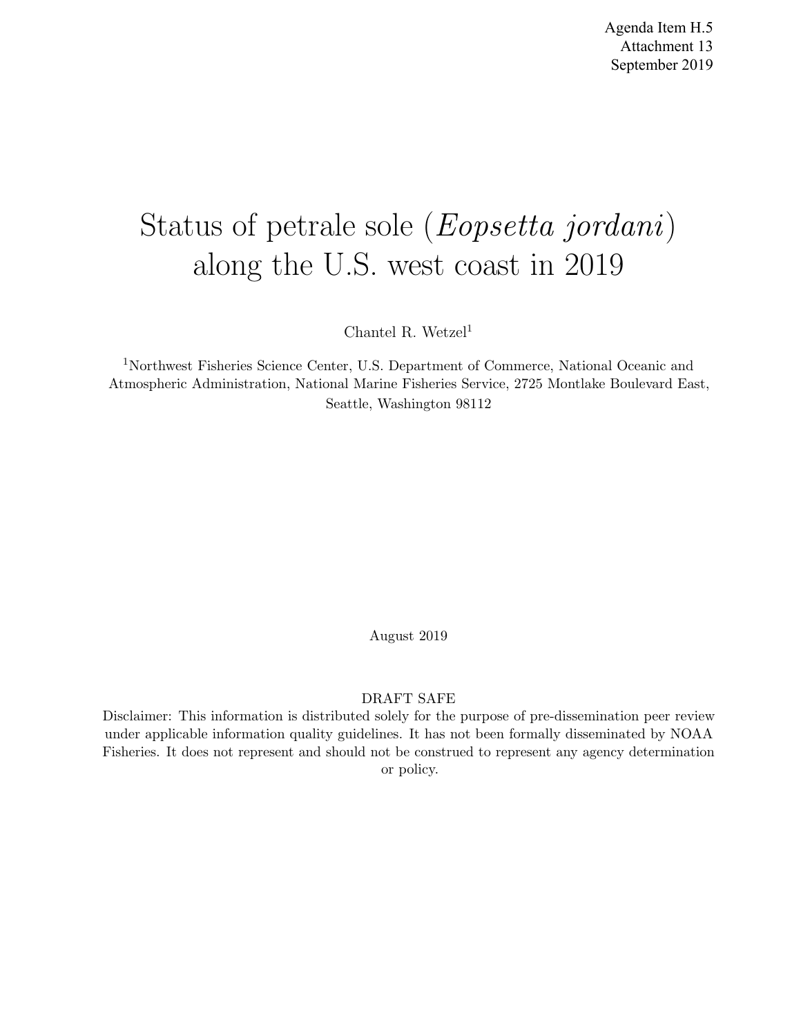Agenda Item H.5
Attachment 13
September 2019

# Status of petrale sole (*Eopsetta jordani*) along the U.S. west coast in 2019

Chantel R. Wetzel[1]

[1]Northwest Fisheries Science Center, U.S. Department of Commerce, National Oceanic and Atmospheric Administration, National Marine Fisheries Service, 2725 Montlake Boulevard East, Seattle, Washington 98112

August 2019

DRAFT SAFE

Disclaimer: This information is distributed solely for the purpose of pre-dissemination peer review under applicable information quality guidelines. It has not been formally disseminated by NOAA Fisheries. It does not represent and should not be construed to represent any agency determination or policy.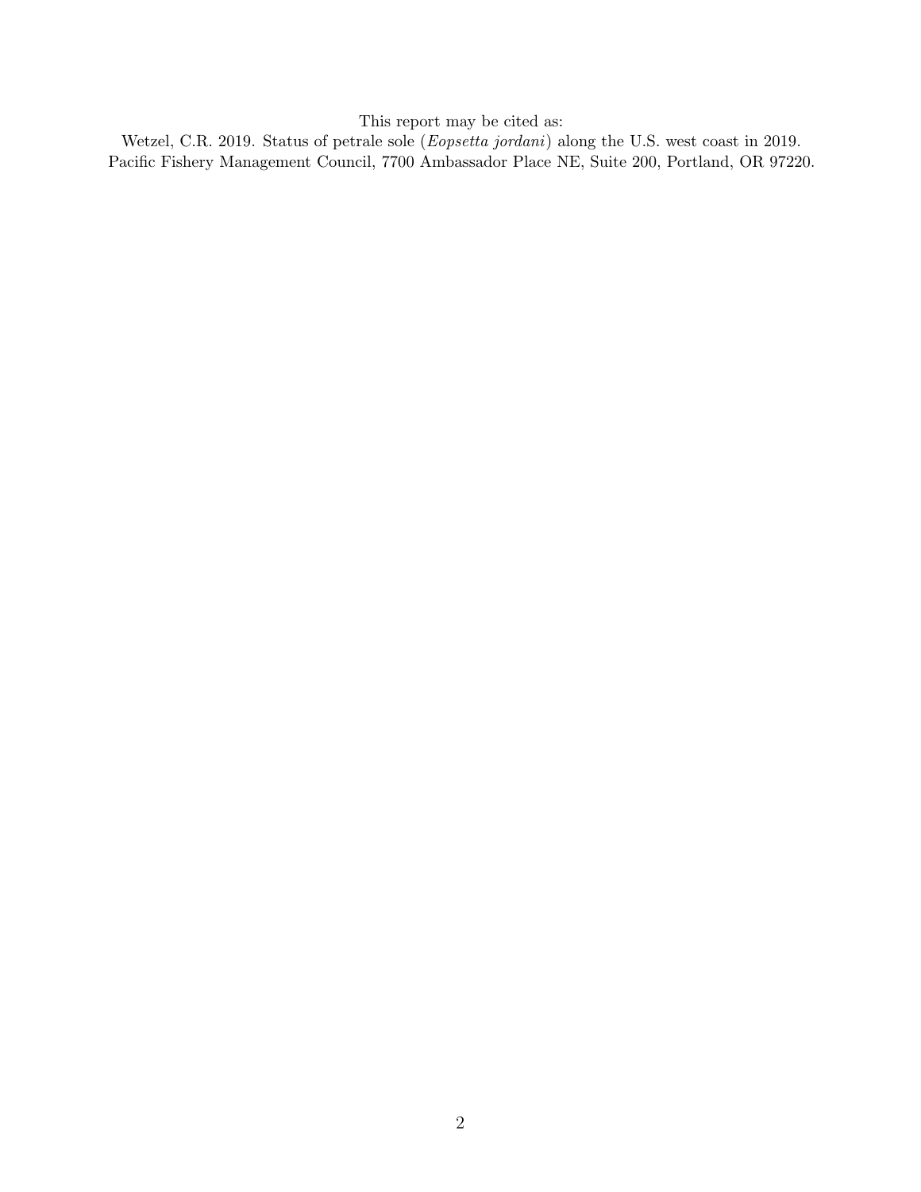This report may be cited as:

Wetzel, C.R. 2019. Status of petrale sole (*Eopsetta jordani*) along the U.S. west coast in 2019. Pacific Fishery Management Council, 7700 Ambassador Place NE, Suite 200, Portland, OR 97220.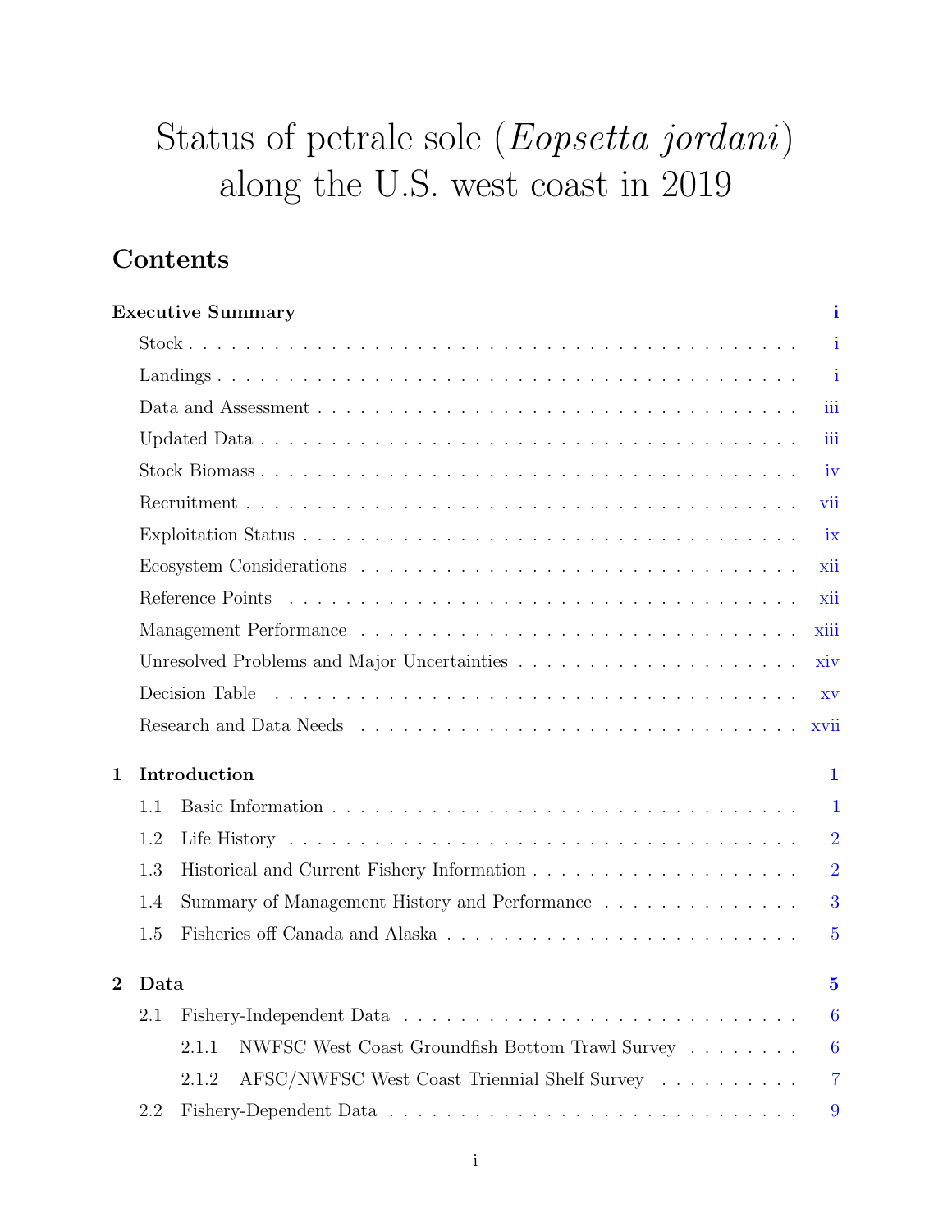# Status of petrale sole (*Eopsetta jordani*) along the U.S. west coast in 2019

## Contents

**Executive Summary** . . . . . . . . . . . . . . . . . . . . . . . . . . . . . . . . . . . . . . . **i**

- Stock . . . . . . . . . . . . . . . . . . . . . . . . . . . . . . . . . . . . . . . i
- Landings . . . . . . . . . . . . . . . . . . . . . . . . . . . . . . . . . . . . . . i
- Data and Assessment . . . . . . . . . . . . . . . . . . . . . . . . . . . . . . . iii
- Updated Data . . . . . . . . . . . . . . . . . . . . . . . . . . . . . . . . . . . iii
- Stock Biomass . . . . . . . . . . . . . . . . . . . . . . . . . . . . . . . . . . iv
- Recruitment . . . . . . . . . . . . . . . . . . . . . . . . . . . . . . . . . . . vii
- Exploitation Status . . . . . . . . . . . . . . . . . . . . . . . . . . . . . . . ix
- Ecosystem Considerations . . . . . . . . . . . . . . . . . . . . . . . . . . . . xii
- Reference Points . . . . . . . . . . . . . . . . . . . . . . . . . . . . . . . . . xii
- Management Performance . . . . . . . . . . . . . . . . . . . . . . . . . . . . xiii
- Unresolved Problems and Major Uncertainties . . . . . . . . . . . . . . . . . xiv
- Decision Table . . . . . . . . . . . . . . . . . . . . . . . . . . . . . . . . . . xv
- Research and Data Needs . . . . . . . . . . . . . . . . . . . . . . . . . . . . xvii

**1 Introduction** . . . . . . . . . . . . . . . . . . . . . . . . . . . . . . . . . . . . . . . **1**

- 1.1 Basic Information . . . . . . . . . . . . . . . . . . . . . . . . . . . . . . . 1
- 1.2 Life History . . . . . . . . . . . . . . . . . . . . . . . . . . . . . . . . . . 2
- 1.3 Historical and Current Fishery Information . . . . . . . . . . . . . . . . . . 2
- 1.4 Summary of Management History and Performance . . . . . . . . . . . . . . 3
- 1.5 Fisheries off Canada and Alaska . . . . . . . . . . . . . . . . . . . . . . . . 5

**2 Data** . . . . . . . . . . . . . . . . . . . . . . . . . . . . . . . . . . . . . . . . . . **5**

- 2.1 Fishery-Independent Data . . . . . . . . . . . . . . . . . . . . . . . . . . . 6
  - 2.1.1 NWFSC West Coast Groundfish Bottom Trawl Survey . . . . . . . . . 6
  - 2.1.2 AFSC/NWFSC West Coast Triennial Shelf Survey . . . . . . . . . . . 7
- 2.2 Fishery-Dependent Data . . . . . . . . . . . . . . . . . . . . . . . . . . . . 9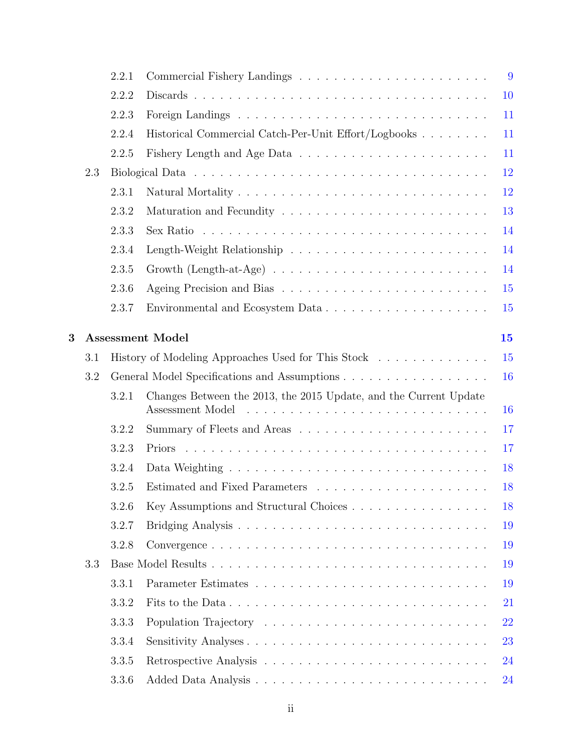| | | |
|---|---|---|
| 2.2.1 | Commercial Fishery Landings | 9 |
| 2.2.2 | Discards | 10 |
| 2.2.3 | Foreign Landings | 11 |
| 2.2.4 | Historical Commercial Catch-Per-Unit Effort/Logbooks | 11 |
| 2.2.5 | Fishery Length and Age Data | 11 |
| 2.3 | Biological Data | 12 |
| 2.3.1 | Natural Mortality | 12 |
| 2.3.2 | Maturation and Fecundity | 13 |
| 2.3.3 | Sex Ratio | 14 |
| 2.3.4 | Length-Weight Relationship | 14 |
| 2.3.5 | Growth (Length-at-Age) | 14 |
| 2.3.6 | Ageing Precision and Bias | 15 |
| 2.3.7 | Environmental and Ecosystem Data | 15 |
| **3** | **Assessment Model** | **15** |
| 3.1 | History of Modeling Approaches Used for This Stock | 15 |
| 3.2 | General Model Specifications and Assumptions | 16 |
| 3.2.1 | Changes Between the 2013, the 2015 Update, and the Current Update Assessment Model | 16 |
| 3.2.2 | Summary of Fleets and Areas | 17 |
| 3.2.3 | Priors | 17 |
| 3.2.4 | Data Weighting | 18 |
| 3.2.5 | Estimated and Fixed Parameters | 18 |
| 3.2.6 | Key Assumptions and Structural Choices | 18 |
| 3.2.7 | Bridging Analysis | 19 |
| 3.2.8 | Convergence | 19 |
| 3.3 | Base Model Results | 19 |
| 3.3.1 | Parameter Estimates | 19 |
| 3.3.2 | Fits to the Data | 21 |
| 3.3.3 | Population Trajectory | 22 |
| 3.3.4 | Sensitivity Analyses | 23 |
| 3.3.5 | Retrospective Analysis | 24 |
| 3.3.6 | Added Data Analysis | 24 |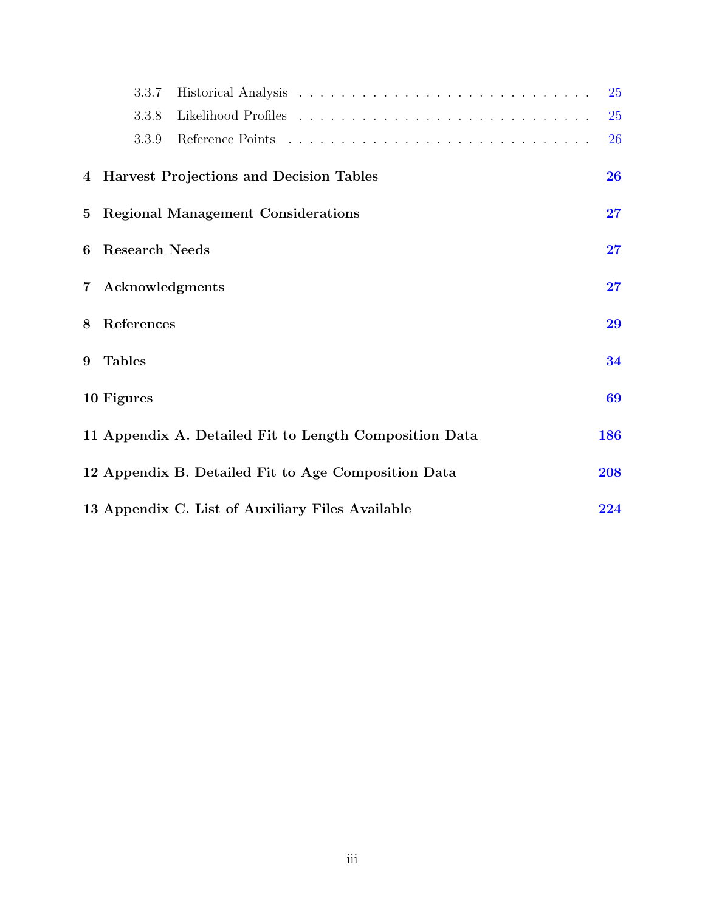3.3.7 Historical Analysis . . . . . . . . . . . . . . . . . . . . . . . . . . . . . 25
3.3.8 Likelihood Profiles . . . . . . . . . . . . . . . . . . . . . . . . . . . . . 25
3.3.9 Reference Points . . . . . . . . . . . . . . . . . . . . . . . . . . . . . 26

**4 Harvest Projections and Decision Tables** **26**

**5 Regional Management Considerations** **27**

**6 Research Needs** **27**

**7 Acknowledgments** **27**

**8 References** **29**

**9 Tables** **34**

**10 Figures** **69**

**11 Appendix A. Detailed Fit to Length Composition Data** **186**

**12 Appendix B. Detailed Fit to Age Composition Data** **208**

**13 Appendix C. List of Auxiliary Files Available** **224**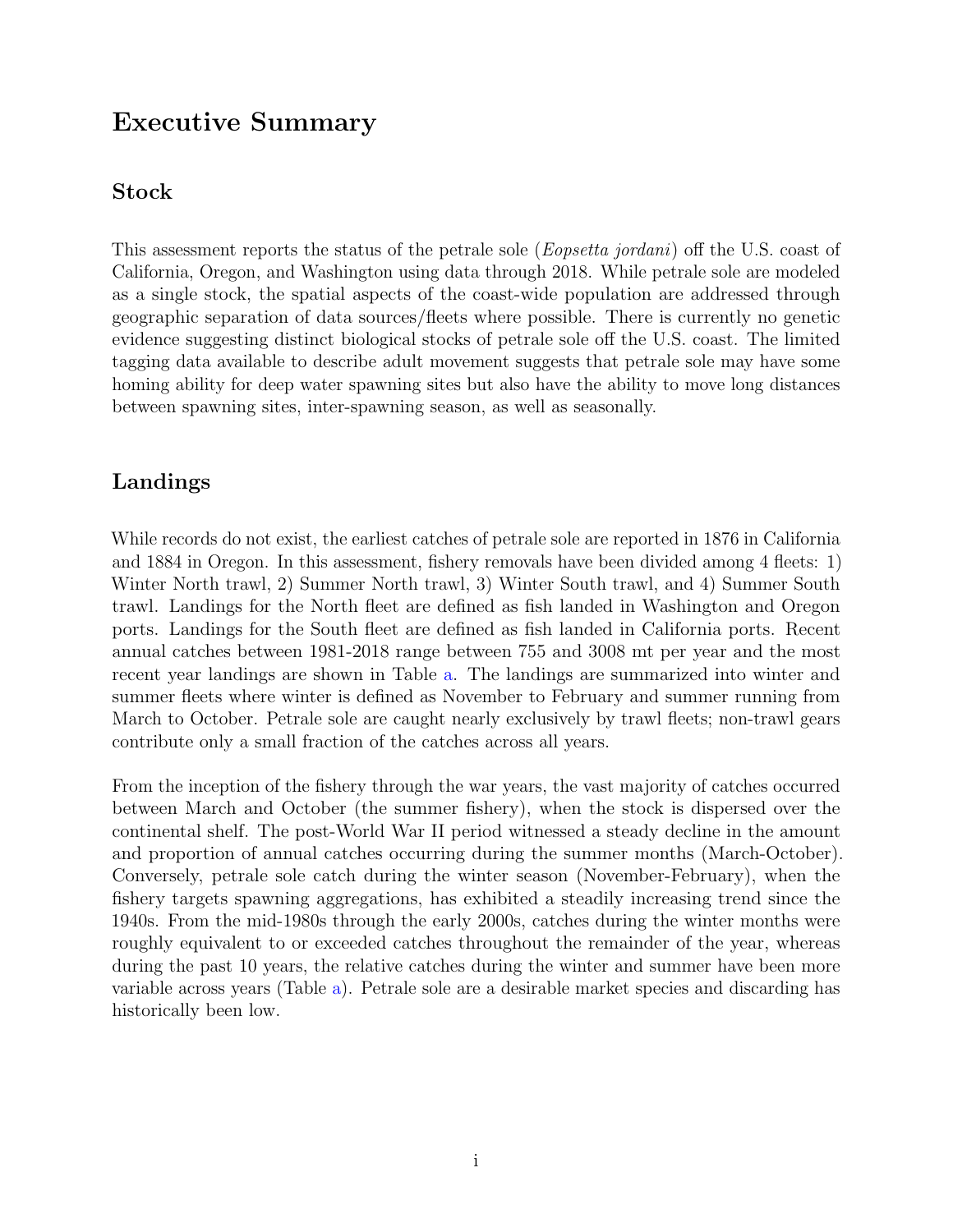# Executive Summary

## Stock

This assessment reports the status of the petrale sole (*Eopsetta jordani*) off the U.S. coast of California, Oregon, and Washington using data through 2018. While petrale sole are modeled as a single stock, the spatial aspects of the coast-wide population are addressed through geographic separation of data sources/fleets where possible. There is currently no genetic evidence suggesting distinct biological stocks of petrale sole off the U.S. coast. The limited tagging data available to describe adult movement suggests that petrale sole may have some homing ability for deep water spawning sites but also have the ability to move long distances between spawning sites, inter-spawning season, as well as seasonally.

## Landings

While records do not exist, the earliest catches of petrale sole are reported in 1876 in California and 1884 in Oregon. In this assessment, fishery removals have been divided among 4 fleets: 1) Winter North trawl, 2) Summer North trawl, 3) Winter South trawl, and 4) Summer South trawl. Landings for the North fleet are defined as fish landed in Washington and Oregon ports. Landings for the South fleet are defined as fish landed in California ports. Recent annual catches between 1981-2018 range between 755 and 3008 mt per year and the most recent year landings are shown in Table a. The landings are summarized into winter and summer fleets where winter is defined as November to February and summer running from March to October. Petrale sole are caught nearly exclusively by trawl fleets; non-trawl gears contribute only a small fraction of the catches across all years.

From the inception of the fishery through the war years, the vast majority of catches occurred between March and October (the summer fishery), when the stock is dispersed over the continental shelf. The post-World War II period witnessed a steady decline in the amount and proportion of annual catches occurring during the summer months (March-October). Conversely, petrale sole catch during the winter season (November-February), when the fishery targets spawning aggregations, has exhibited a steadily increasing trend since the 1940s. From the mid-1980s through the early 2000s, catches during the winter months were roughly equivalent to or exceeded catches throughout the remainder of the year, whereas during the past 10 years, the relative catches during the winter and summer have been more variable across years (Table a). Petrale sole are a desirable market species and discarding has historically been low.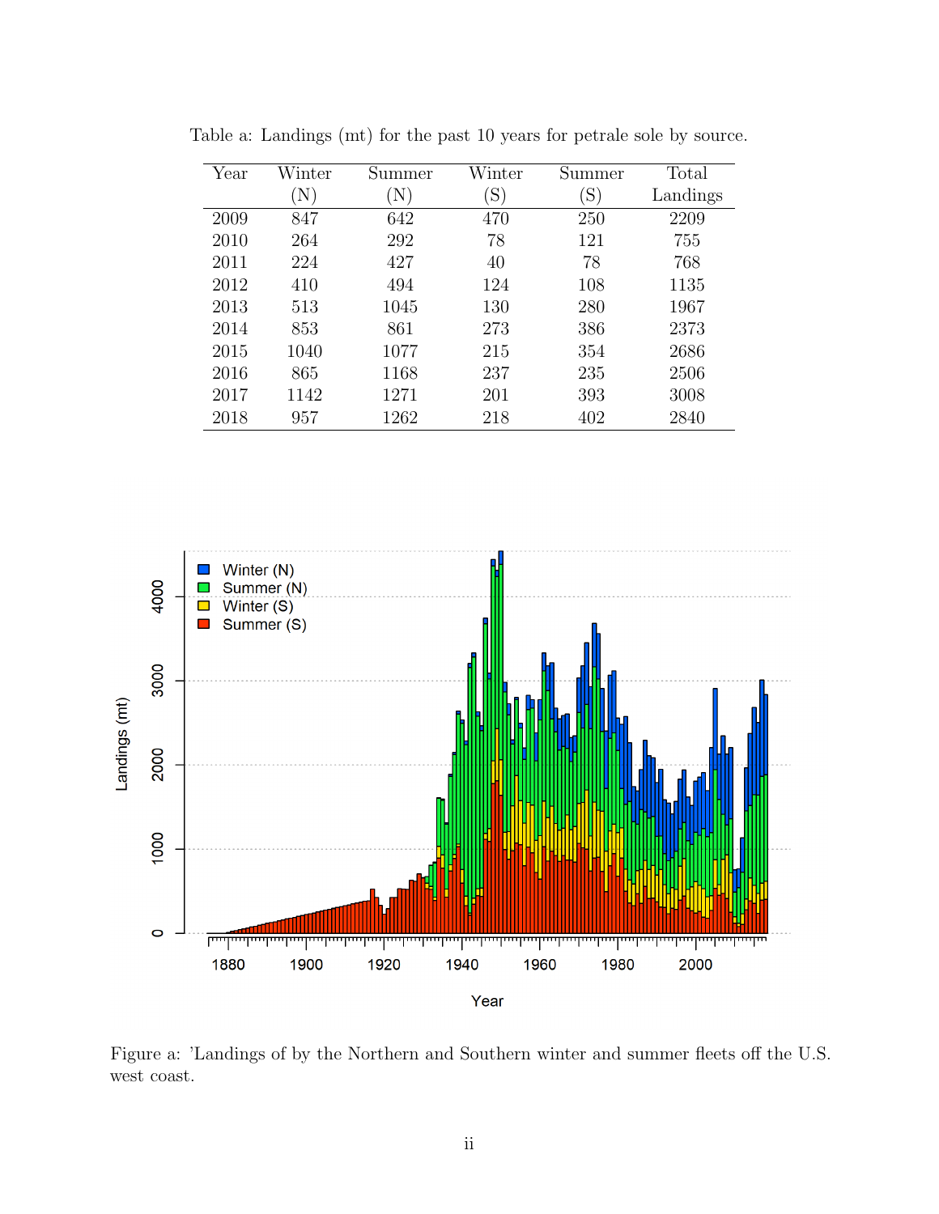Table a: Landings (mt) for the past 10 years for petrale sole by source.

| Year | Winter (N) | Summer (N) | Winter (S) | Summer (S) | Total Landings |
|---|---|---|---|---|---|
| 2009 | 847 | 642 | 470 | 250 | 2209 |
| 2010 | 264 | 292 | 78 | 121 | 755 |
| 2011 | 224 | 427 | 40 | 78 | 768 |
| 2012 | 410 | 494 | 124 | 108 | 1135 |
| 2013 | 513 | 1045 | 130 | 280 | 1967 |
| 2014 | 853 | 861 | 273 | 386 | 2373 |
| 2015 | 1040 | 1077 | 215 | 354 | 2686 |
| 2016 | 865 | 1168 | 237 | 235 | 2506 |
| 2017 | 1142 | 1271 | 201 | 393 | 3008 |
| 2018 | 957 | 1262 | 218 | 402 | 2840 |

Figure a: 'Landings of by the Northern and Southern winter and summer fleets off the U.S. west coast.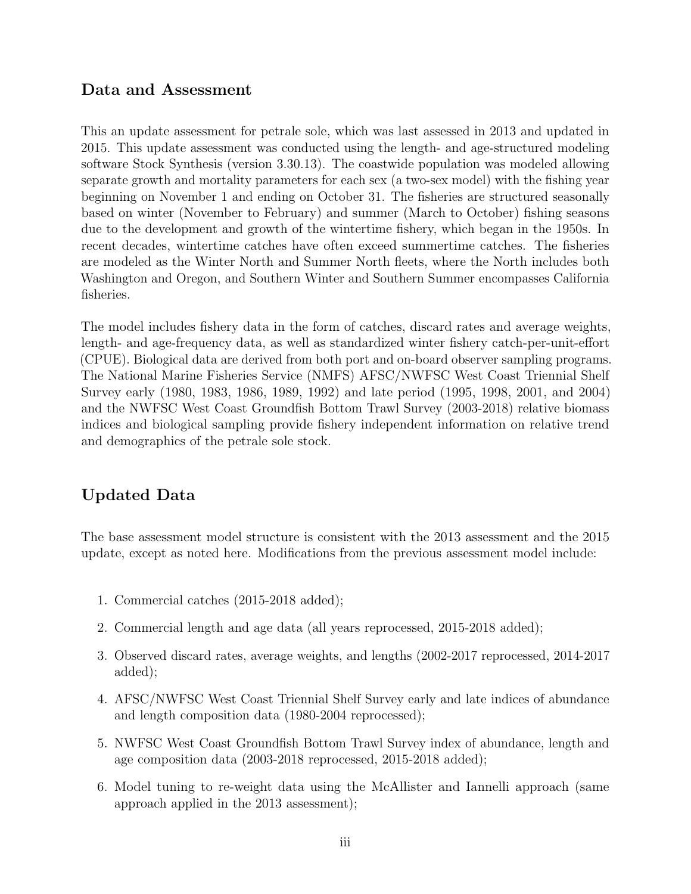## Data and Assessment

This an update assessment for petrale sole, which was last assessed in 2013 and updated in 2015. This update assessment was conducted using the length- and age-structured modeling software Stock Synthesis (version 3.30.13). The coastwide population was modeled allowing separate growth and mortality parameters for each sex (a two-sex model) with the fishing year beginning on November 1 and ending on October 31. The fisheries are structured seasonally based on winter (November to February) and summer (March to October) fishing seasons due to the development and growth of the wintertime fishery, which began in the 1950s. In recent decades, wintertime catches have often exceed summertime catches. The fisheries are modeled as the Winter North and Summer North fleets, where the North includes both Washington and Oregon, and Southern Winter and Southern Summer encompasses California fisheries.

The model includes fishery data in the form of catches, discard rates and average weights, length- and age-frequency data, as well as standardized winter fishery catch-per-unit-effort (CPUE). Biological data are derived from both port and on-board observer sampling programs. The National Marine Fisheries Service (NMFS) AFSC/NWFSC West Coast Triennial Shelf Survey early (1980, 1983, 1986, 1989, 1992) and late period (1995, 1998, 2001, and 2004) and the NWFSC West Coast Groundfish Bottom Trawl Survey (2003-2018) relative biomass indices and biological sampling provide fishery independent information on relative trend and demographics of the petrale sole stock.

## Updated Data

The base assessment model structure is consistent with the 2013 assessment and the 2015 update, except as noted here. Modifications from the previous assessment model include:

1. Commercial catches (2015-2018 added);
2. Commercial length and age data (all years reprocessed, 2015-2018 added);
3. Observed discard rates, average weights, and lengths (2002-2017 reprocessed, 2014-2017 added);
4. AFSC/NWFSC West Coast Triennial Shelf Survey early and late indices of abundance and length composition data (1980-2004 reprocessed);
5. NWFSC West Coast Groundfish Bottom Trawl Survey index of abundance, length and age composition data (2003-2018 reprocessed, 2015-2018 added);
6. Model tuning to re-weight data using the McAllister and Iannelli approach (same approach applied in the 2013 assessment);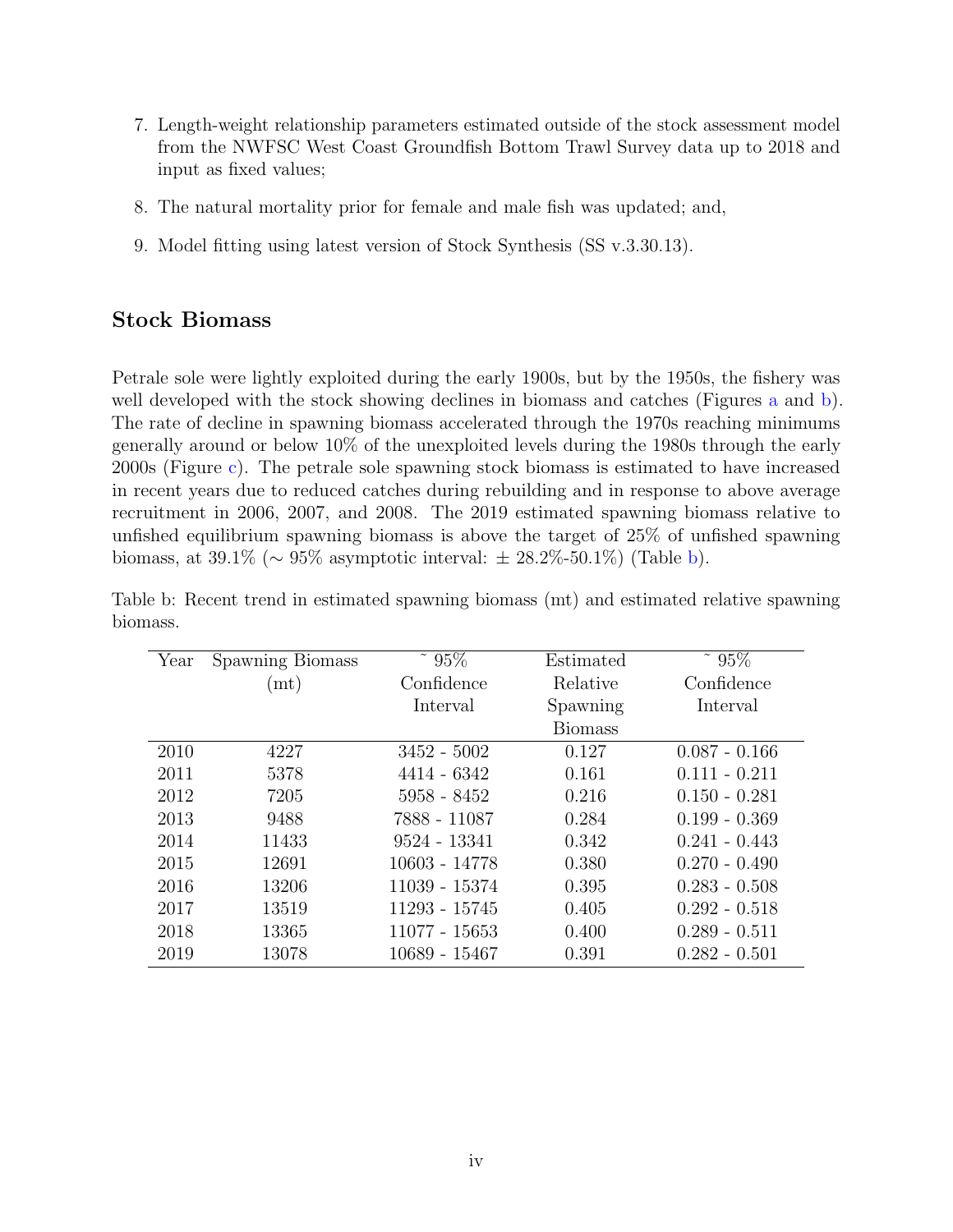7. Length-weight relationship parameters estimated outside of the stock assessment model from the NWFSC West Coast Groundfish Bottom Trawl Survey data up to 2018 and input as fixed values;

8. The natural mortality prior for female and male fish was updated; and,

9. Model fitting using latest version of Stock Synthesis (SS v.3.30.13).

## Stock Biomass

Petrale sole were lightly exploited during the early 1900s, but by the 1950s, the fishery was well developed with the stock showing declines in biomass and catches (Figures a and b). The rate of decline in spawning biomass accelerated through the 1970s reaching minimums generally around or below 10% of the unexploited levels during the 1980s through the early 2000s (Figure c). The petrale sole spawning stock biomass is estimated to have increased in recent years due to reduced catches during rebuilding and in response to above average recruitment in 2006, 2007, and 2008. The 2019 estimated spawning biomass relative to unfished equilibrium spawning biomass is above the target of 25% of unfished spawning biomass, at 39.1% (~ 95% asymptotic interval: ± 28.2%-50.1%) (Table b).

Table b: Recent trend in estimated spawning biomass (mt) and estimated relative spawning biomass.

| Year | Spawning Biomass (mt) | ~ 95% Confidence Interval | Estimated Relative Spawning Biomass | ~ 95% Confidence Interval |
|---|---|---|---|---|
| 2010 | 4227 | 3452 - 5002 | 0.127 | 0.087 - 0.166 |
| 2011 | 5378 | 4414 - 6342 | 0.161 | 0.111 - 0.211 |
| 2012 | 7205 | 5958 - 8452 | 0.216 | 0.150 - 0.281 |
| 2013 | 9488 | 7888 - 11087 | 0.284 | 0.199 - 0.369 |
| 2014 | 11433 | 9524 - 13341 | 0.342 | 0.241 - 0.443 |
| 2015 | 12691 | 10603 - 14778 | 0.380 | 0.270 - 0.490 |
| 2016 | 13206 | 11039 - 15374 | 0.395 | 0.283 - 0.508 |
| 2017 | 13519 | 11293 - 15745 | 0.405 | 0.292 - 0.518 |
| 2018 | 13365 | 11077 - 15653 | 0.400 | 0.289 - 0.511 |
| 2019 | 13078 | 10689 - 15467 | 0.391 | 0.282 - 0.501 |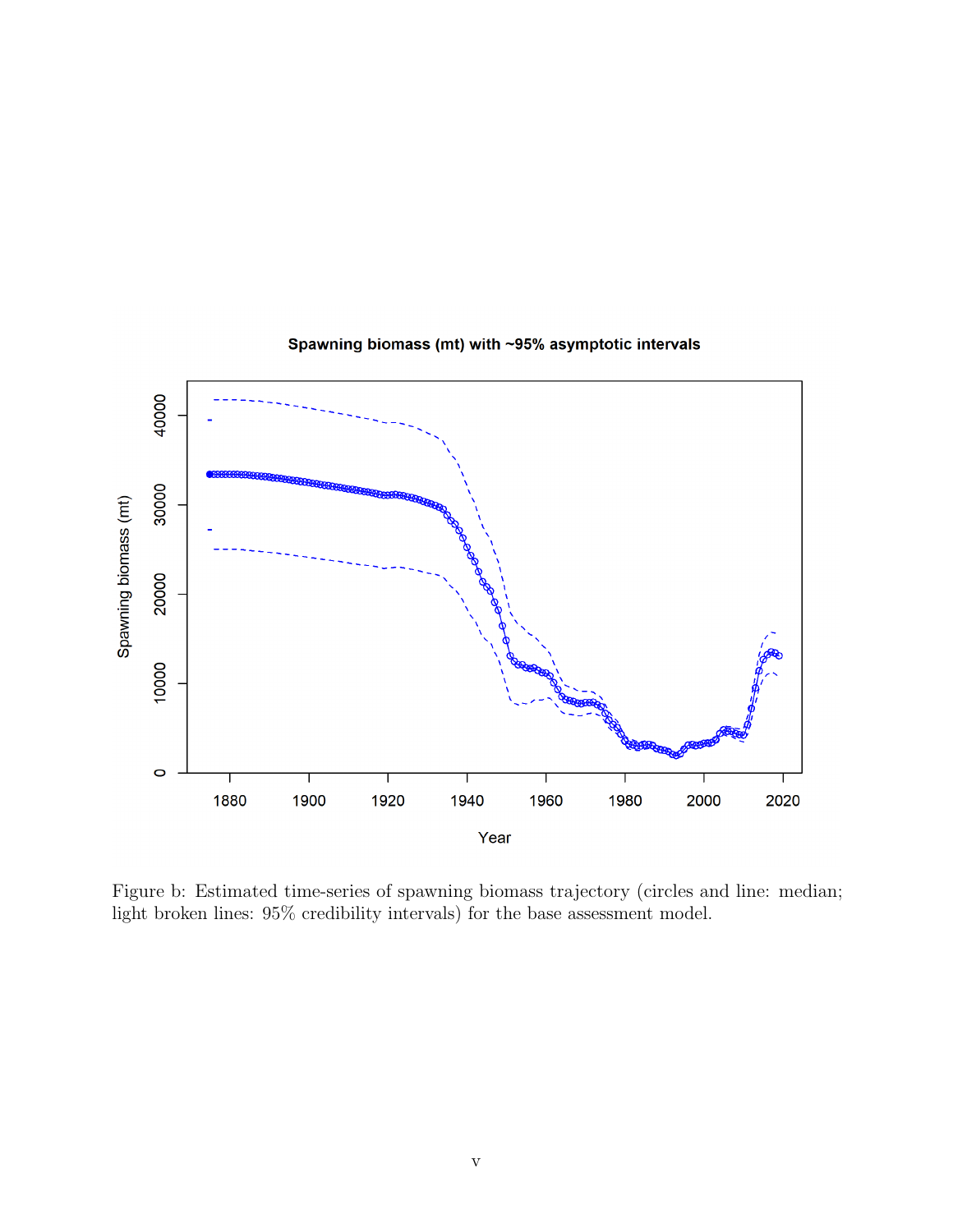Figure b: Estimated time-series of spawning biomass trajectory (circles and line: median; light broken lines: 95% credibility intervals) for the base assessment model.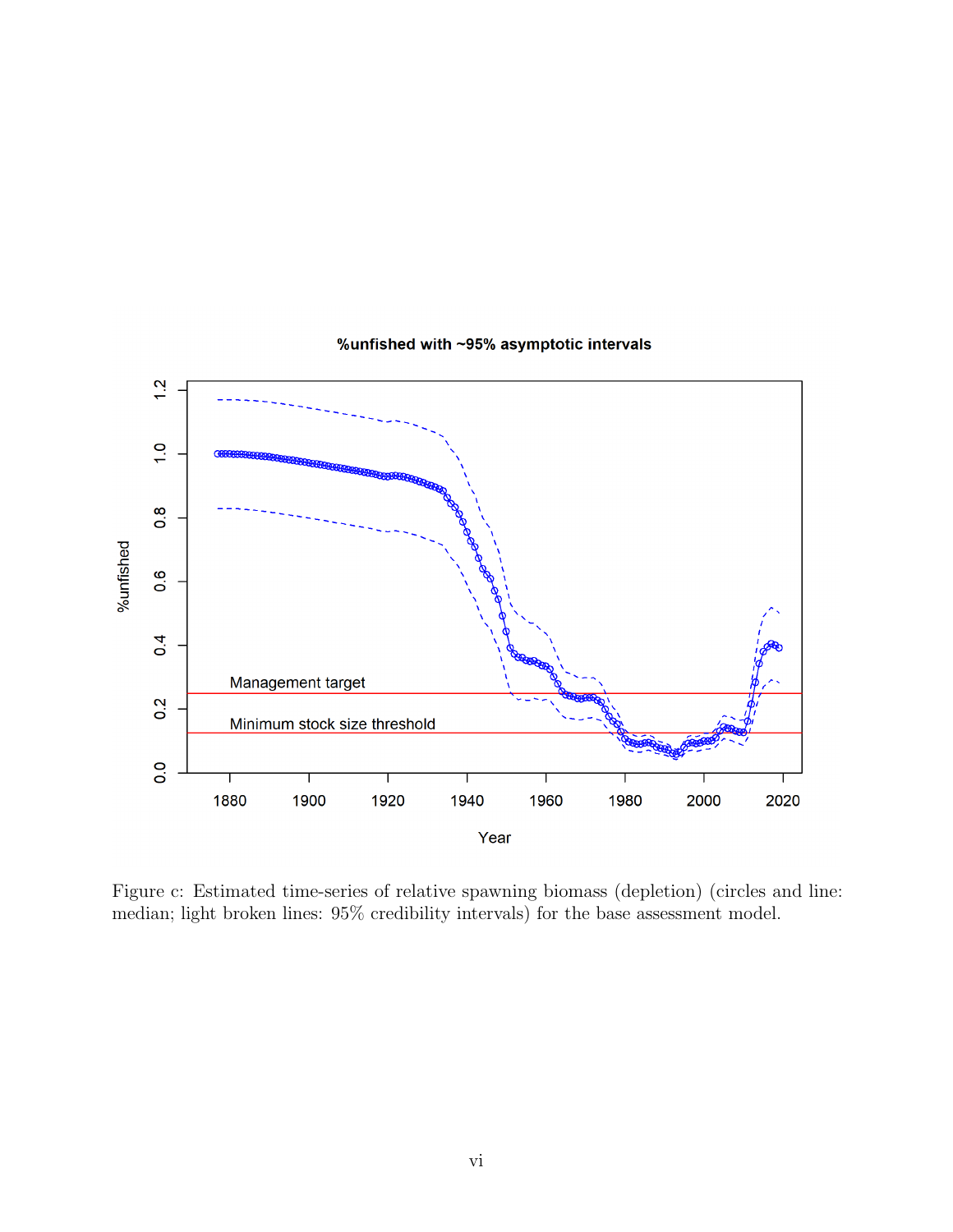Figure c: Estimated time-series of relative spawning biomass (depletion) (circles and line: median; light broken lines: 95% credibility intervals) for the base assessment model.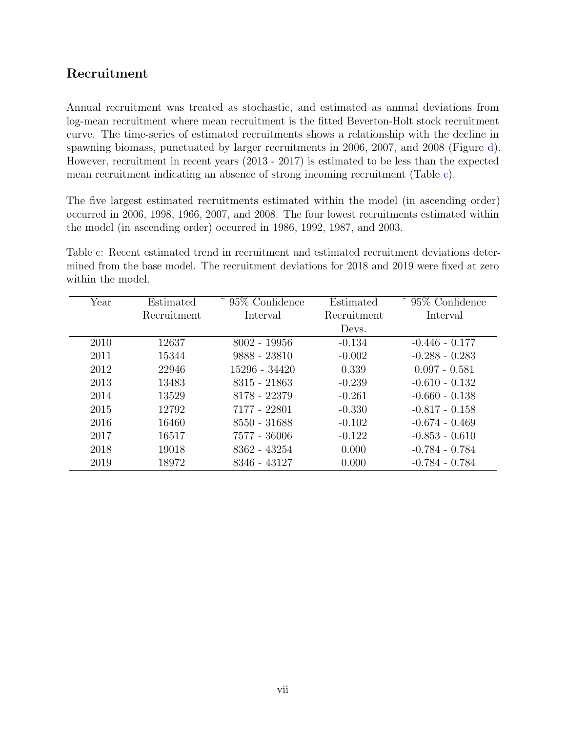## Recruitment

Annual recruitment was treated as stochastic, and estimated as annual deviations from log-mean recruitment where mean recruitment is the fitted Beverton-Holt stock recruitment curve. The time-series of estimated recruitments shows a relationship with the decline in spawning biomass, punctuated by larger recruitments in 2006, 2007, and 2008 (Figure d). However, recruitment in recent years (2013 - 2017) is estimated to be less than the expected mean recruitment indicating an absence of strong incoming recruitment (Table c).

The five largest estimated recruitments estimated within the model (in ascending order) occurred in 2006, 1998, 1966, 2007, and 2008. The four lowest recruitments estimated within the model (in ascending order) occurred in 1986, 1992, 1987, and 2003.

Table c: Recent estimated trend in recruitment and estimated recruitment deviations determined from the base model. The recruitment deviations for 2018 and 2019 were fixed at zero within the model.

| Year | Estimated Recruitment | ~ 95% Confidence Interval | Estimated Recruitment Devs. | ~ 95% Confidence Interval |
|---|---|---|---|---|
| 2010 | 12637 | 8002 - 19956 | -0.134 | -0.446 - 0.177 |
| 2011 | 15344 | 9888 - 23810 | -0.002 | -0.288 - 0.283 |
| 2012 | 22946 | 15296 - 34420 | 0.339 | 0.097 - 0.581 |
| 2013 | 13483 | 8315 - 21863 | -0.239 | -0.610 - 0.132 |
| 2014 | 13529 | 8178 - 22379 | -0.261 | -0.660 - 0.138 |
| 2015 | 12792 | 7177 - 22801 | -0.330 | -0.817 - 0.158 |
| 2016 | 16460 | 8550 - 31688 | -0.102 | -0.674 - 0.469 |
| 2017 | 16517 | 7577 - 36006 | -0.122 | -0.853 - 0.610 |
| 2018 | 19018 | 8362 - 43254 | 0.000 | -0.784 - 0.784 |
| 2019 | 18972 | 8346 - 43127 | 0.000 | -0.784 - 0.784 |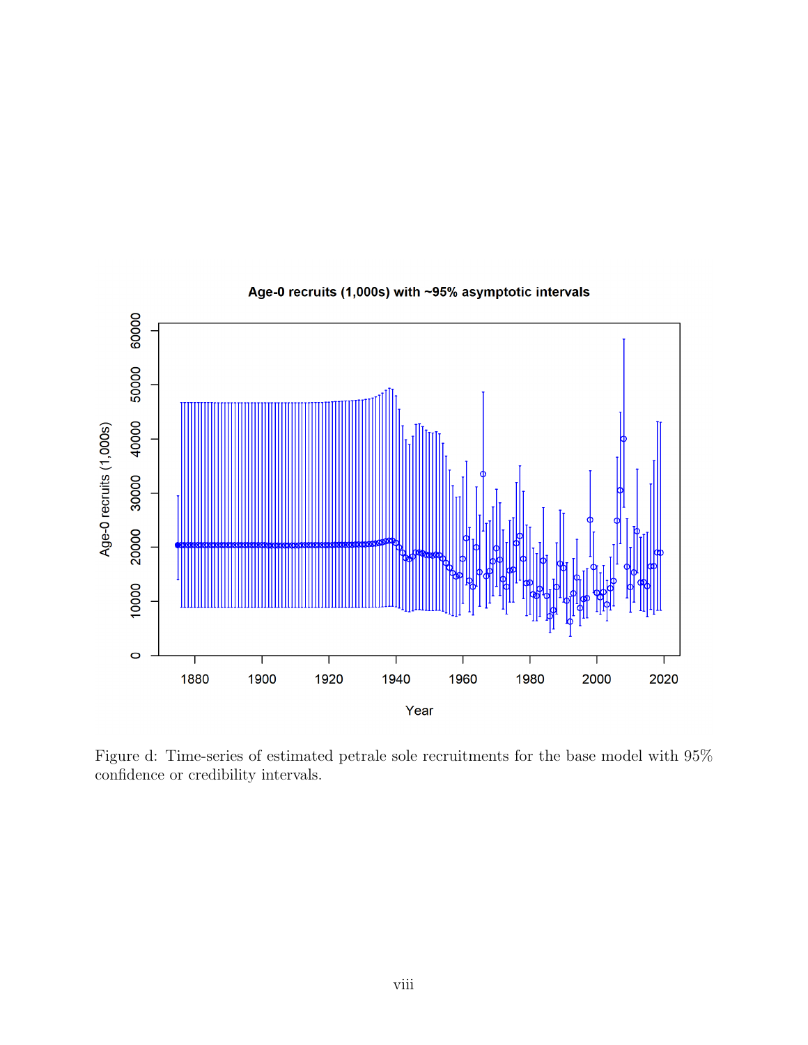Figure d: Time-series of estimated petrale sole recruitments for the base model with 95% confidence or credibility intervals.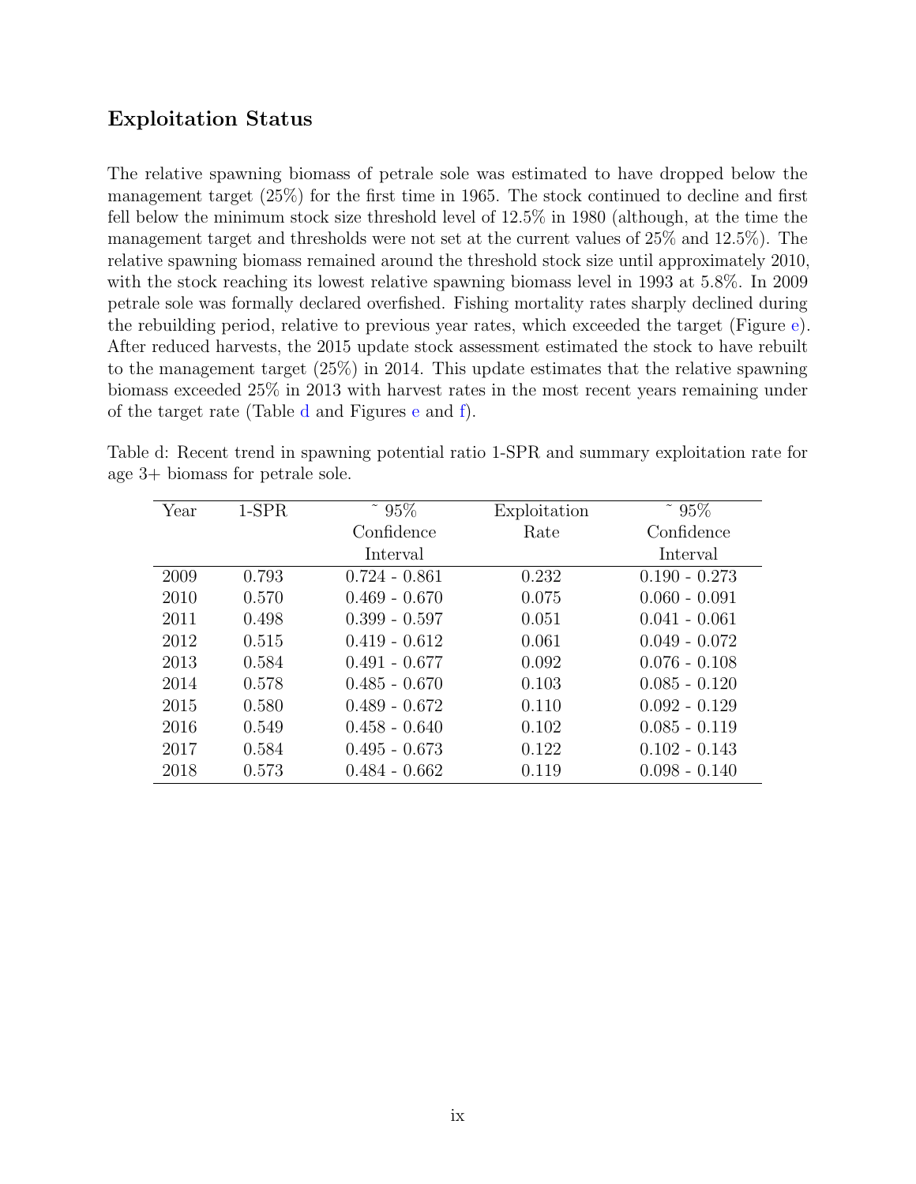## Exploitation Status

The relative spawning biomass of petrale sole was estimated to have dropped below the management target (25%) for the first time in 1965. The stock continued to decline and first fell below the minimum stock size threshold level of 12.5% in 1980 (although, at the time the management target and thresholds were not set at the current values of 25% and 12.5%). The relative spawning biomass remained around the threshold stock size until approximately 2010, with the stock reaching its lowest relative spawning biomass level in 1993 at 5.8%. In 2009 petrale sole was formally declared overfished. Fishing mortality rates sharply declined during the rebuilding period, relative to previous year rates, which exceeded the target (Figure e). After reduced harvests, the 2015 update stock assessment estimated the stock to have rebuilt to the management target (25%) in 2014. This update estimates that the relative spawning biomass exceeded 25% in 2013 with harvest rates in the most recent years remaining under of the target rate (Table d and Figures e and f).

Table d: Recent trend in spawning potential ratio 1-SPR and summary exploitation rate for age 3+ biomass for petrale sole.

| Year | 1-SPR | ~ 95% Confidence Interval | Exploitation Rate | ~ 95% Confidence Interval |
|---|---|---|---|---|
| 2009 | 0.793 | 0.724 - 0.861 | 0.232 | 0.190 - 0.273 |
| 2010 | 0.570 | 0.469 - 0.670 | 0.075 | 0.060 - 0.091 |
| 2011 | 0.498 | 0.399 - 0.597 | 0.051 | 0.041 - 0.061 |
| 2012 | 0.515 | 0.419 - 0.612 | 0.061 | 0.049 - 0.072 |
| 2013 | 0.584 | 0.491 - 0.677 | 0.092 | 0.076 - 0.108 |
| 2014 | 0.578 | 0.485 - 0.670 | 0.103 | 0.085 - 0.120 |
| 2015 | 0.580 | 0.489 - 0.672 | 0.110 | 0.092 - 0.129 |
| 2016 | 0.549 | 0.458 - 0.640 | 0.102 | 0.085 - 0.119 |
| 2017 | 0.584 | 0.495 - 0.673 | 0.122 | 0.102 - 0.143 |
| 2018 | 0.573 | 0.484 - 0.662 | 0.119 | 0.098 - 0.140 |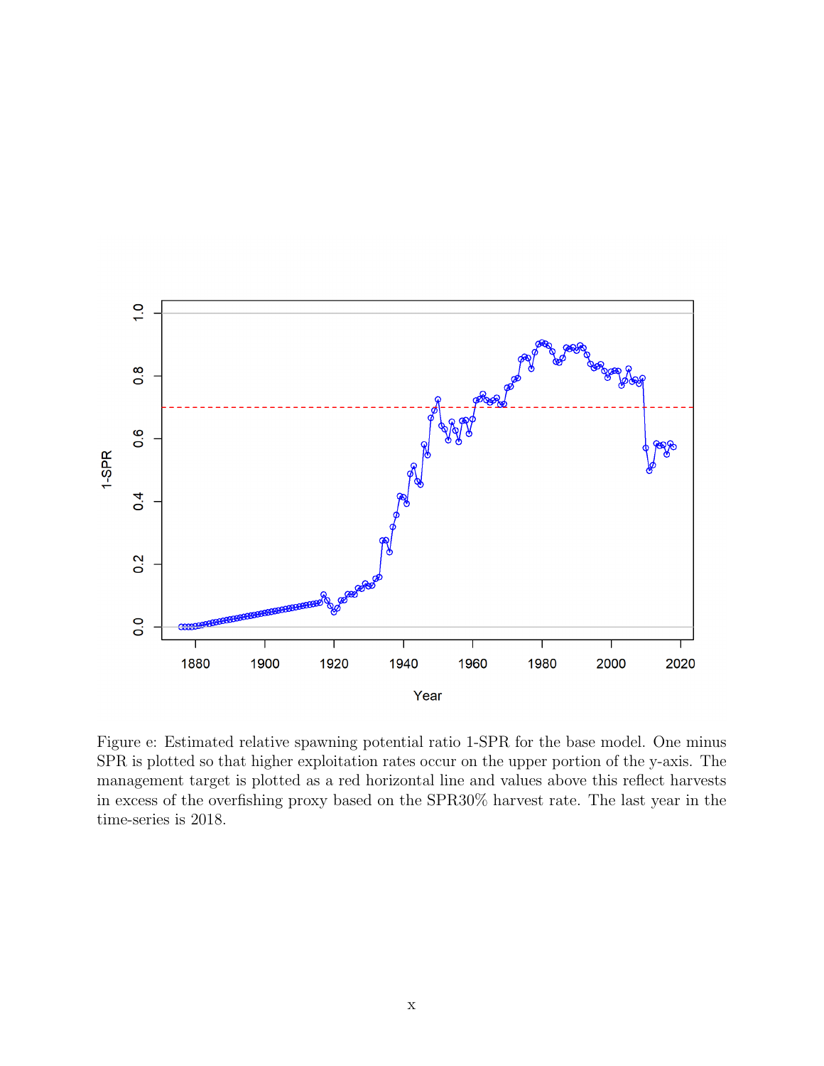Figure e: Estimated relative spawning potential ratio 1-SPR for the base model. One minus SPR is plotted so that higher exploitation rates occur on the upper portion of the y-axis. The management target is plotted as a red horizontal line and values above this reflect harvests in excess of the overfishing proxy based on the SPR30% harvest rate. The last year in the time-series is 2018.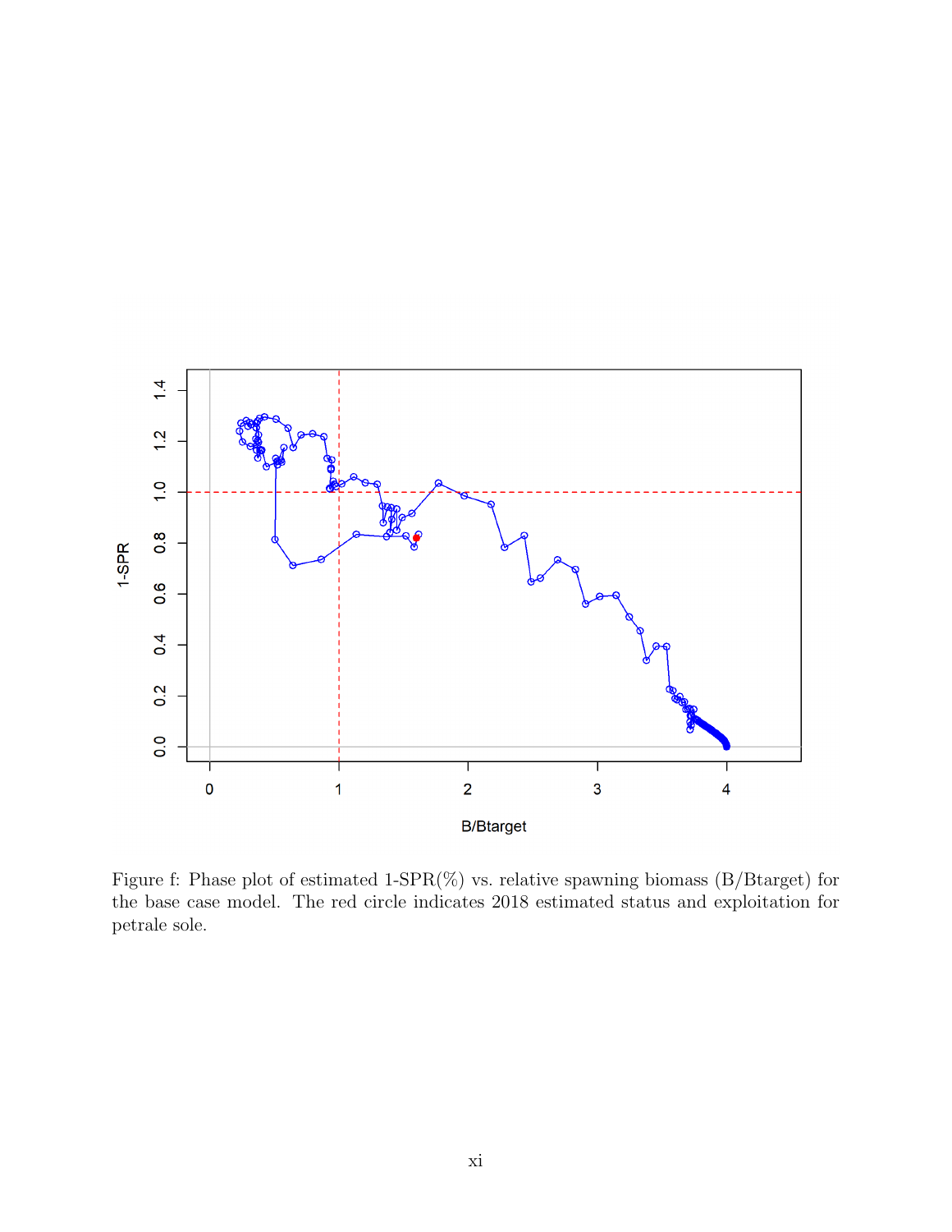Figure f: Phase plot of estimated 1-SPR(%) vs. relative spawning biomass (B/Btarget) for the base case model. The red circle indicates 2018 estimated status and exploitation for petrale sole.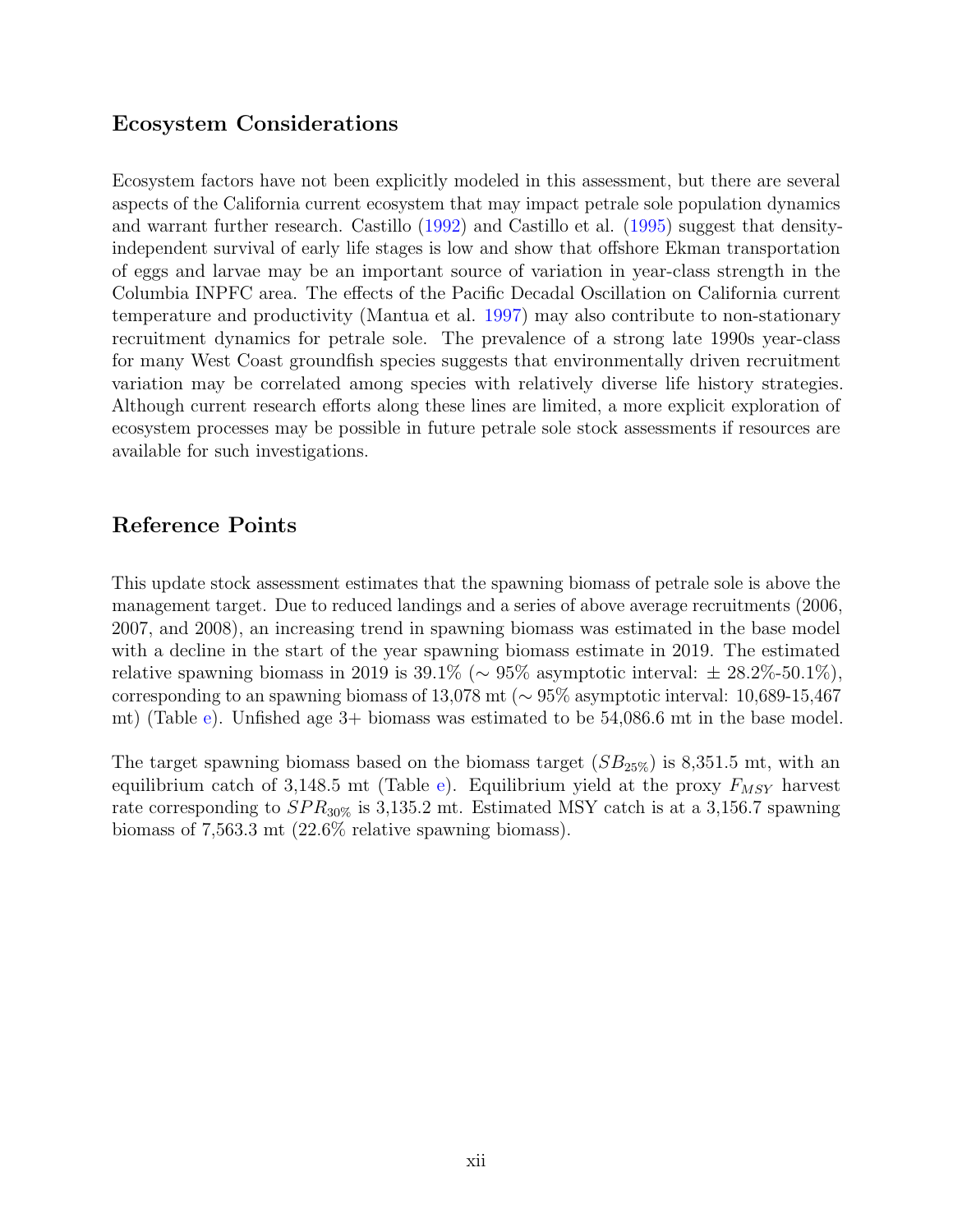## Ecosystem Considerations

Ecosystem factors have not been explicitly modeled in this assessment, but there are several aspects of the California current ecosystem that may impact petrale sole population dynamics and warrant further research. Castillo (1992) and Castillo et al. (1995) suggest that density-independent survival of early life stages is low and show that offshore Ekman transportation of eggs and larvae may be an important source of variation in year-class strength in the Columbia INPFC area. The effects of the Pacific Decadal Oscillation on California current temperature and productivity (Mantua et al. 1997) may also contribute to non-stationary recruitment dynamics for petrale sole. The prevalence of a strong late 1990s year-class for many West Coast groundfish species suggests that environmentally driven recruitment variation may be correlated among species with relatively diverse life history strategies. Although current research efforts along these lines are limited, a more explicit exploration of ecosystem processes may be possible in future petrale sole stock assessments if resources are available for such investigations.

## Reference Points

This update stock assessment estimates that the spawning biomass of petrale sole is above the management target. Due to reduced landings and a series of above average recruitments (2006, 2007, and 2008), an increasing trend in spawning biomass was estimated in the base model with a decline in the start of the year spawning biomass estimate in 2019. The estimated relative spawning biomass in 2019 is 39.1% (~ 95% asymptotic interval: ± 28.2%-50.1%), corresponding to an spawning biomass of 13,078 mt (~ 95% asymptotic interval: 10,689-15,467 mt) (Table e). Unfished age 3+ biomass was estimated to be 54,086.6 mt in the base model.

The target spawning biomass based on the biomass target ($SB_{25\%}$) is 8,351.5 mt, with an equilibrium catch of 3,148.5 mt (Table e). Equilibrium yield at the proxy $F_{MSY}$ harvest rate corresponding to $SPR_{30\%}$ is 3,135.2 mt. Estimated MSY catch is at a 3,156.7 spawning biomass of 7,563.3 mt (22.6% relative spawning biomass).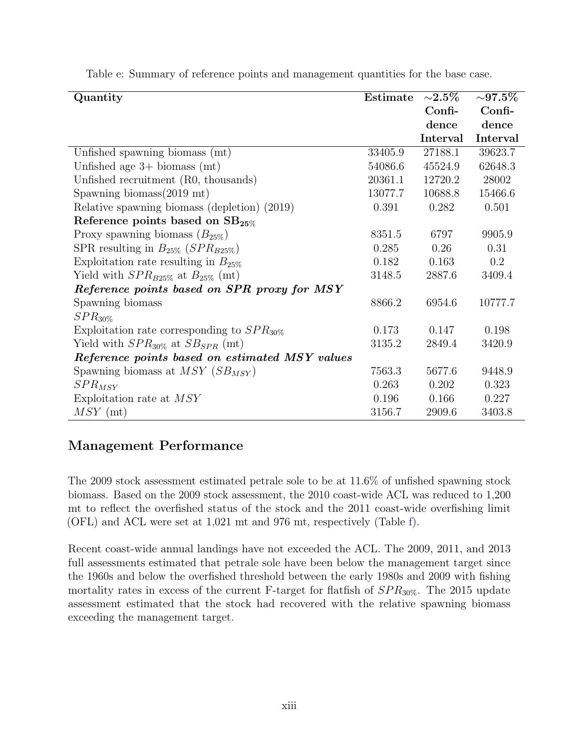Table e: Summary of reference points and management quantities for the base case.

| Quantity | Estimate | ~2.5% Confidence Interval | ~97.5% Confidence Interval |
|---|---|---|---|
| Unfished spawning biomass (mt) | 33405.9 | 27188.1 | 39623.7 |
| Unfished age 3+ biomass (mt) | 54086.6 | 45524.9 | 62648.3 |
| Unfished recruitment (R0, thousands) | 20361.1 | 12720.2 | 28002 |
| Spawning biomass(2019 mt) | 13077.7 | 10688.8 | 15466.6 |
| Relative spawning biomass (depletion) (2019) | 0.391 | 0.282 | 0.501 |
| **Reference points based on $SB_{25\%}$** | | | |
| Proxy spawning biomass ($B_{25\%}$) | 8351.5 | 6797 | 9905.9 |
| SPR resulting in $B_{25\%}$ ($SPR_{B25\%}$) | 0.285 | 0.26 | 0.31 |
| Exploitation rate resulting in $B_{25\%}$ | 0.182 | 0.163 | 0.2 |
| Yield with $SPR_{B25\%}$ at $B_{25\%}$ (mt) | 3148.5 | 2887.6 | 3409.4 |
| ***Reference points based on SPR proxy for MSY*** | | | |
| Spawning biomass | 8866.2 | 6954.6 | 10777.7 |
| $SPR_{30\%}$ | | | |
| Exploitation rate corresponding to $SPR_{30\%}$ | 0.173 | 0.147 | 0.198 |
| Yield with $SPR_{30\%}$ at $SB_{SPR}$ (mt) | 3135.2 | 2849.4 | 3420.9 |
| ***Reference points based on estimated MSY values*** | | | |
| Spawning biomass at $MSY$ ($SB_{MSY}$) | 7563.3 | 5677.6 | 9448.9 |
| $SPR_{MSY}$ | 0.263 | 0.202 | 0.323 |
| Exploitation rate at $MSY$ | 0.196 | 0.166 | 0.227 |
| $MSY$ (mt) | 3156.7 | 2909.6 | 3403.8 |

## Management Performance

The 2009 stock assessment estimated petrale sole to be at 11.6% of unfished spawning stock biomass. Based on the 2009 stock assessment, the 2010 coast-wide ACL was reduced to 1,200 mt to reflect the overfished status of the stock and the 2011 coast-wide overfishing limit (OFL) and ACL were set at 1,021 mt and 976 mt, respectively (Table f).

Recent coast-wide annual landings have not exceeded the ACL. The 2009, 2011, and 2013 full assessments estimated that petrale sole have been below the management target since the 1960s and below the overfished threshold between the early 1980s and 2009 with fishing mortality rates in excess of the current F-target for flatfish of $SPR_{30\%}$. The 2015 update assessment estimated that the stock had recovered with the relative spawning biomass exceeding the management target.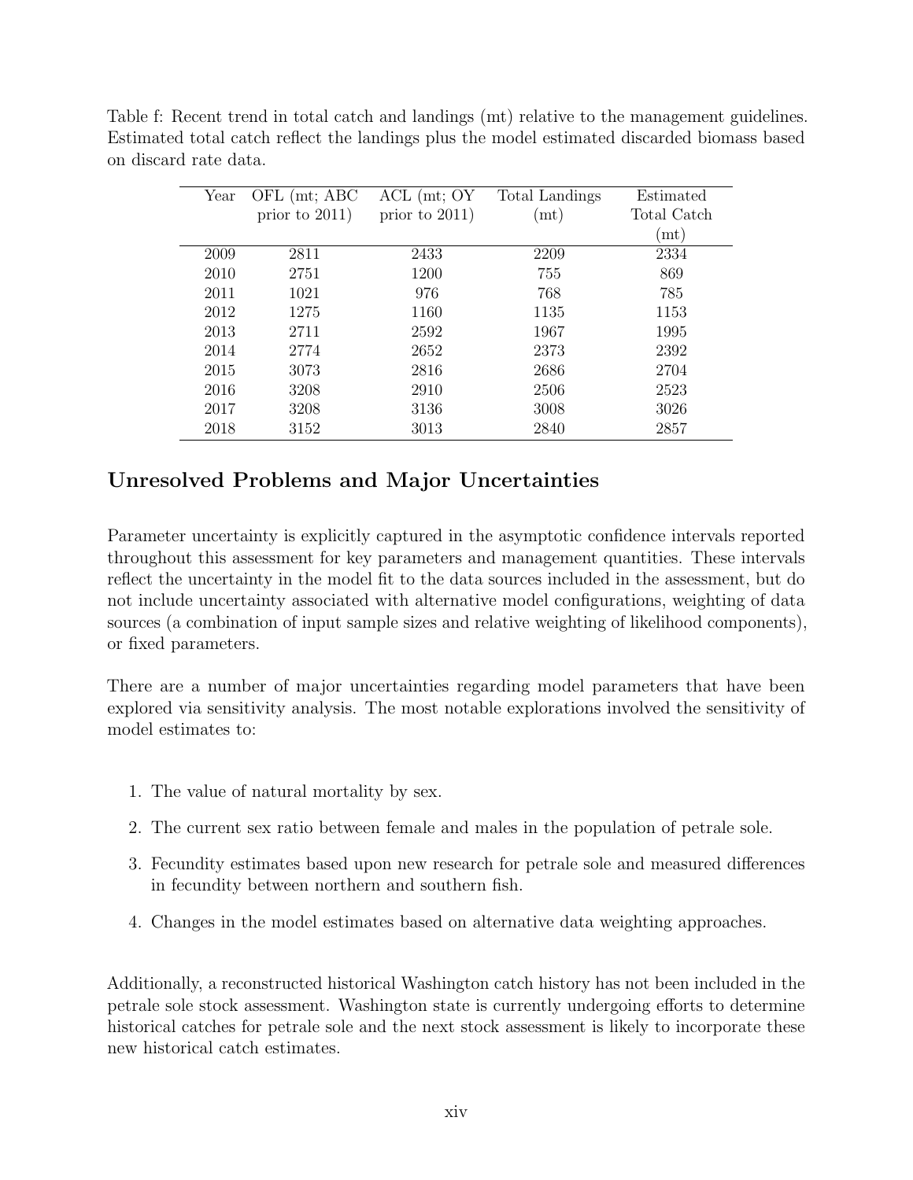Table f: Recent trend in total catch and landings (mt) relative to the management guidelines. Estimated total catch reflect the landings plus the model estimated discarded biomass based on discard rate data.

| Year | OFL (mt; ABC prior to 2011) | ACL (mt; OY prior to 2011) | Total Landings (mt) | Estimated Total Catch (mt) |
|---|---|---|---|---|
| 2009 | 2811 | 2433 | 2209 | 2334 |
| 2010 | 2751 | 1200 | 755 | 869 |
| 2011 | 1021 | 976 | 768 | 785 |
| 2012 | 1275 | 1160 | 1135 | 1153 |
| 2013 | 2711 | 2592 | 1967 | 1995 |
| 2014 | 2774 | 2652 | 2373 | 2392 |
| 2015 | 3073 | 2816 | 2686 | 2704 |
| 2016 | 3208 | 2910 | 2506 | 2523 |
| 2017 | 3208 | 3136 | 3008 | 3026 |
| 2018 | 3152 | 3013 | 2840 | 2857 |

## Unresolved Problems and Major Uncertainties

Parameter uncertainty is explicitly captured in the asymptotic confidence intervals reported throughout this assessment for key parameters and management quantities. These intervals reflect the uncertainty in the model fit to the data sources included in the assessment, but do not include uncertainty associated with alternative model configurations, weighting of data sources (a combination of input sample sizes and relative weighting of likelihood components), or fixed parameters.

There are a number of major uncertainties regarding model parameters that have been explored via sensitivity analysis. The most notable explorations involved the sensitivity of model estimates to:

1. The value of natural mortality by sex.
2. The current sex ratio between female and males in the population of petrale sole.
3. Fecundity estimates based upon new research for petrale sole and measured differences in fecundity between northern and southern fish.
4. Changes in the model estimates based on alternative data weighting approaches.

Additionally, a reconstructed historical Washington catch history has not been included in the petrale sole stock assessment. Washington state is currently undergoing efforts to determine historical catches for petrale sole and the next stock assessment is likely to incorporate these new historical catch estimates.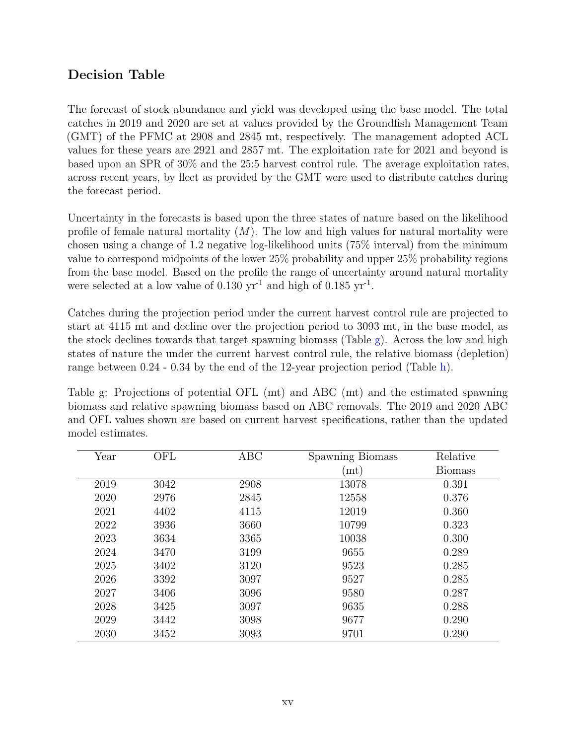## Decision Table

The forecast of stock abundance and yield was developed using the base model. The total catches in 2019 and 2020 are set at values provided by the Groundfish Management Team (GMT) of the PFMC at 2908 and 2845 mt, respectively. The management adopted ACL values for these years are 2921 and 2857 mt. The exploitation rate for 2021 and beyond is based upon an SPR of 30% and the 25:5 harvest control rule. The average exploitation rates, across recent years, by fleet as provided by the GMT were used to distribute catches during the forecast period.

Uncertainty in the forecasts is based upon the three states of nature based on the likelihood profile of female natural mortality ($M$). The low and high values for natural mortality were chosen using a change of 1.2 negative log-likelihood units (75% interval) from the minimum value to correspond midpoints of the lower 25% probability and upper 25% probability regions from the base model. Based on the profile the range of uncertainty around natural mortality were selected at a low value of 0.130 yr$^{-1}$ and high of 0.185 yr$^{-1}$.

Catches during the projection period under the current harvest control rule are projected to start at 4115 mt and decline over the projection period to 3093 mt, in the base model, as the stock declines towards that target spawning biomass (Table g). Across the low and high states of nature the under the current harvest control rule, the relative biomass (depletion) range between 0.24 - 0.34 by the end of the 12-year projection period (Table h).

Table g: Projections of potential OFL (mt) and ABC (mt) and the estimated spawning biomass and relative spawning biomass based on ABC removals. The 2019 and 2020 ABC and OFL values shown are based on current harvest specifications, rather than the updated model estimates.

| Year | OFL | ABC | Spawning Biomass (mt) | Relative Biomass |
|---|---|---|---|---|
| 2019 | 3042 | 2908 | 13078 | 0.391 |
| 2020 | 2976 | 2845 | 12558 | 0.376 |
| 2021 | 4402 | 4115 | 12019 | 0.360 |
| 2022 | 3936 | 3660 | 10799 | 0.323 |
| 2023 | 3634 | 3365 | 10038 | 0.300 |
| 2024 | 3470 | 3199 | 9655 | 0.289 |
| 2025 | 3402 | 3120 | 9523 | 0.285 |
| 2026 | 3392 | 3097 | 9527 | 0.285 |
| 2027 | 3406 | 3096 | 9580 | 0.287 |
| 2028 | 3425 | 3097 | 9635 | 0.288 |
| 2029 | 3442 | 3098 | 9677 | 0.290 |
| 2030 | 3452 | 3093 | 9701 | 0.290 |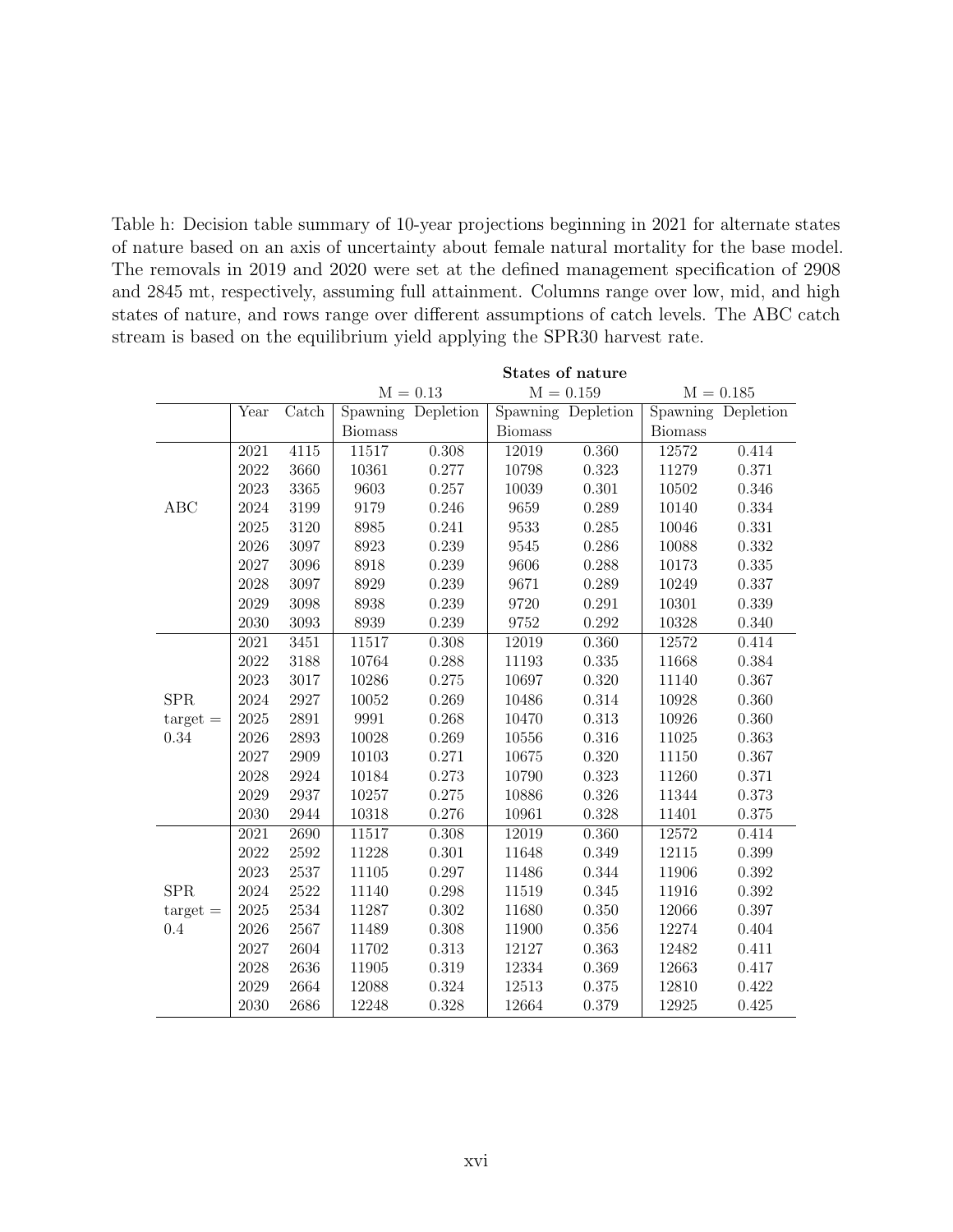Table h: Decision table summary of 10-year projections beginning in 2021 for alternate states of nature based on an axis of uncertainty about female natural mortality for the base model. The removals in 2019 and 2020 were set at the defined management specification of 2908 and 2845 mt, respectively, assuming full attainment. Columns range over low, mid, and high states of nature, and rows range over different assumptions of catch levels. The ABC catch stream is based on the equilibrium yield applying the SPR30 harvest rate.

| | | | **States of nature** | | | | | |
|---|---|---|---|---|---|---|---|---|
| | | | M = 0.13 | | M = 0.159 | | M = 0.185 | |
| | Year | Catch | Spawning Biomass | Depletion | Spawning Biomass | Depletion | Spawning Biomass | Depletion |
| ABC | 2021 | 4115 | 11517 | 0.308 | 12019 | 0.360 | 12572 | 0.414 |
| | 2022 | 3660 | 10361 | 0.277 | 10798 | 0.323 | 11279 | 0.371 |
| | 2023 | 3365 | 9603 | 0.257 | 10039 | 0.301 | 10502 | 0.346 |
| | 2024 | 3199 | 9179 | 0.246 | 9659 | 0.289 | 10140 | 0.334 |
| | 2025 | 3120 | 8985 | 0.241 | 9533 | 0.285 | 10046 | 0.331 |
| | 2026 | 3097 | 8923 | 0.239 | 9545 | 0.286 | 10088 | 0.332 |
| | 2027 | 3096 | 8918 | 0.239 | 9606 | 0.288 | 10173 | 0.335 |
| | 2028 | 3097 | 8929 | 0.239 | 9671 | 0.289 | 10249 | 0.337 |
| | 2029 | 3098 | 8938 | 0.239 | 9720 | 0.291 | 10301 | 0.339 |
| | 2030 | 3093 | 8939 | 0.239 | 9752 | 0.292 | 10328 | 0.340 |
| SPR target = 0.34 | 2021 | 3451 | 11517 | 0.308 | 12019 | 0.360 | 12572 | 0.414 |
| | 2022 | 3188 | 10764 | 0.288 | 11193 | 0.335 | 11668 | 0.384 |
| | 2023 | 3017 | 10286 | 0.275 | 10697 | 0.320 | 11140 | 0.367 |
| | 2024 | 2927 | 10052 | 0.269 | 10486 | 0.314 | 10928 | 0.360 |
| | 2025 | 2891 | 9991 | 0.268 | 10470 | 0.313 | 10926 | 0.360 |
| | 2026 | 2893 | 10028 | 0.269 | 10556 | 0.316 | 11025 | 0.363 |
| | 2027 | 2909 | 10103 | 0.271 | 10675 | 0.320 | 11150 | 0.367 |
| | 2028 | 2924 | 10184 | 0.273 | 10790 | 0.323 | 11260 | 0.371 |
| | 2029 | 2937 | 10257 | 0.275 | 10886 | 0.326 | 11344 | 0.373 |
| | 2030 | 2944 | 10318 | 0.276 | 10961 | 0.328 | 11401 | 0.375 |
| SPR target = 0.4 | 2021 | 2690 | 11517 | 0.308 | 12019 | 0.360 | 12572 | 0.414 |
| | 2022 | 2592 | 11228 | 0.301 | 11648 | 0.349 | 12115 | 0.399 |
| | 2023 | 2537 | 11105 | 0.297 | 11486 | 0.344 | 11906 | 0.392 |
| | 2024 | 2522 | 11140 | 0.298 | 11519 | 0.345 | 11916 | 0.392 |
| | 2025 | 2534 | 11287 | 0.302 | 11680 | 0.350 | 12066 | 0.397 |
| | 2026 | 2567 | 11489 | 0.308 | 11900 | 0.356 | 12274 | 0.404 |
| | 2027 | 2604 | 11702 | 0.313 | 12127 | 0.363 | 12482 | 0.411 |
| | 2028 | 2636 | 11905 | 0.319 | 12334 | 0.369 | 12663 | 0.417 |
| | 2029 | 2664 | 12088 | 0.324 | 12513 | 0.375 | 12810 | 0.422 |
| | 2030 | 2686 | 12248 | 0.328 | 12664 | 0.379 | 12925 | 0.425 |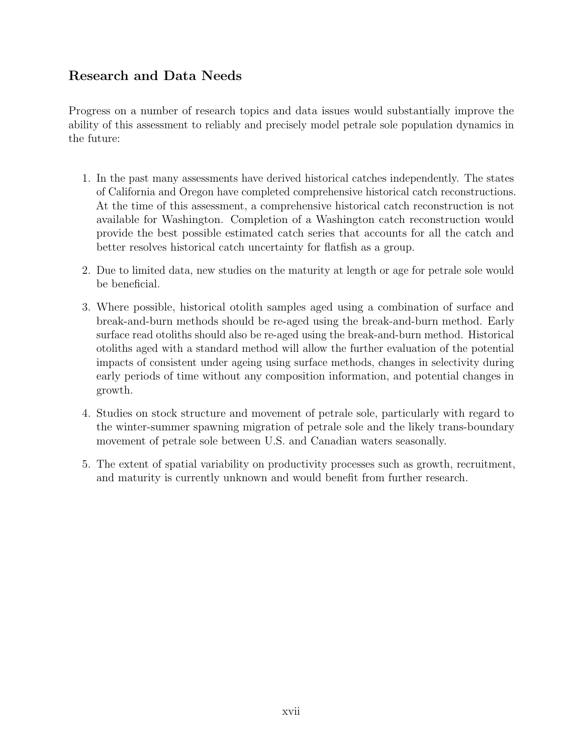## Research and Data Needs

Progress on a number of research topics and data issues would substantially improve the ability of this assessment to reliably and precisely model petrale sole population dynamics in the future:

1. In the past many assessments have derived historical catches independently. The states of California and Oregon have completed comprehensive historical catch reconstructions. At the time of this assessment, a comprehensive historical catch reconstruction is not available for Washington. Completion of a Washington catch reconstruction would provide the best possible estimated catch series that accounts for all the catch and better resolves historical catch uncertainty for flatfish as a group.
2. Due to limited data, new studies on the maturity at length or age for petrale sole would be beneficial.
3. Where possible, historical otolith samples aged using a combination of surface and break-and-burn methods should be re-aged using the break-and-burn method. Early surface read otoliths should also be re-aged using the break-and-burn method. Historical otoliths aged with a standard method will allow the further evaluation of the potential impacts of consistent under ageing using surface methods, changes in selectivity during early periods of time without any composition information, and potential changes in growth.
4. Studies on stock structure and movement of petrale sole, particularly with regard to the winter-summer spawning migration of petrale sole and the likely trans-boundary movement of petrale sole between U.S. and Canadian waters seasonally.
5. The extent of spatial variability on productivity processes such as growth, recruitment, and maturity is currently unknown and would benefit from further research.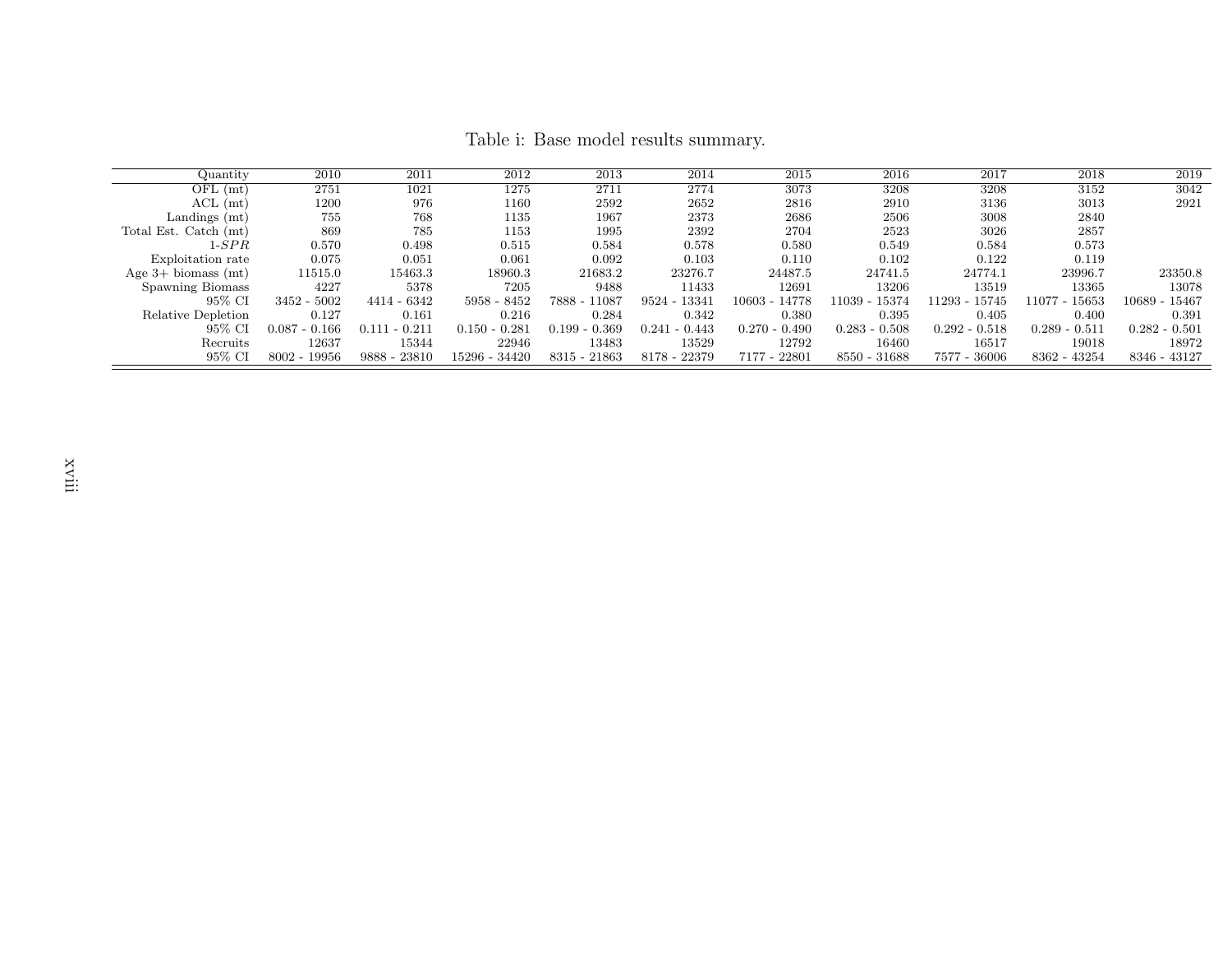Table i: Base model results summary.

| Quantity | 2010 | 2011 | 2012 | 2013 | 2014 | 2015 | 2016 | 2017 | 2018 | 2019 |
|---|---|---|---|---|---|---|---|---|---|---|
| OFL (mt) | 2751 | 1021 | 1275 | 2711 | 2774 | 3073 | 3208 | 3208 | 3152 | 3042 |
| ACL (mt) | 1200 | 976 | 1160 | 2592 | 2652 | 2816 | 2910 | 3136 | 3013 | 2921 |
| Landings (mt) | 755 | 768 | 1135 | 1967 | 2373 | 2686 | 2506 | 3008 | 2840 | |
| Total Est. Catch (mt) | 869 | 785 | 1153 | 1995 | 2392 | 2704 | 2523 | 3026 | 2857 | |
| 1-$SPR$ | 0.570 | 0.498 | 0.515 | 0.584 | 0.578 | 0.580 | 0.549 | 0.584 | 0.573 | |
| Exploitation rate | 0.075 | 0.051 | 0.061 | 0.092 | 0.103 | 0.110 | 0.102 | 0.122 | 0.119 | |
| Age 3+ biomass (mt) | 11515.0 | 15463.3 | 18960.3 | 21683.2 | 23276.7 | 24487.5 | 24741.5 | 24774.1 | 23996.7 | 23350.8 |
| Spawning Biomass | 4227 | 5378 | 7205 | 9488 | 11433 | 12691 | 13206 | 13519 | 13365 | 13078 |
| 95% CI | 3452 - 5002 | 4414 - 6342 | 5958 - 8452 | 7888 - 11087 | 9524 - 13341 | 10603 - 14778 | 11039 - 15374 | 11293 - 15745 | 11077 - 15653 | 10689 - 15467 |
| Relative Depletion | 0.127 | 0.161 | 0.216 | 0.284 | 0.342 | 0.380 | 0.395 | 0.405 | 0.400 | 0.391 |
| 95% CI | 0.087 - 0.166 | 0.111 - 0.211 | 0.150 - 0.281 | 0.199 - 0.369 | 0.241 - 0.443 | 0.270 - 0.490 | 0.283 - 0.508 | 0.292 - 0.518 | 0.289 - 0.511 | 0.282 - 0.501 |
| Recruits | 12637 | 15344 | 22946 | 13483 | 13529 | 12792 | 16460 | 16517 | 19018 | 18972 |
| 95% CI | 8002 - 19956 | 9888 - 23810 | 15296 - 34420 | 8315 - 21863 | 8178 - 22379 | 7177 - 22801 | 8550 - 31688 | 7577 - 36006 | 8362 - 43254 | 8346 - 43127 |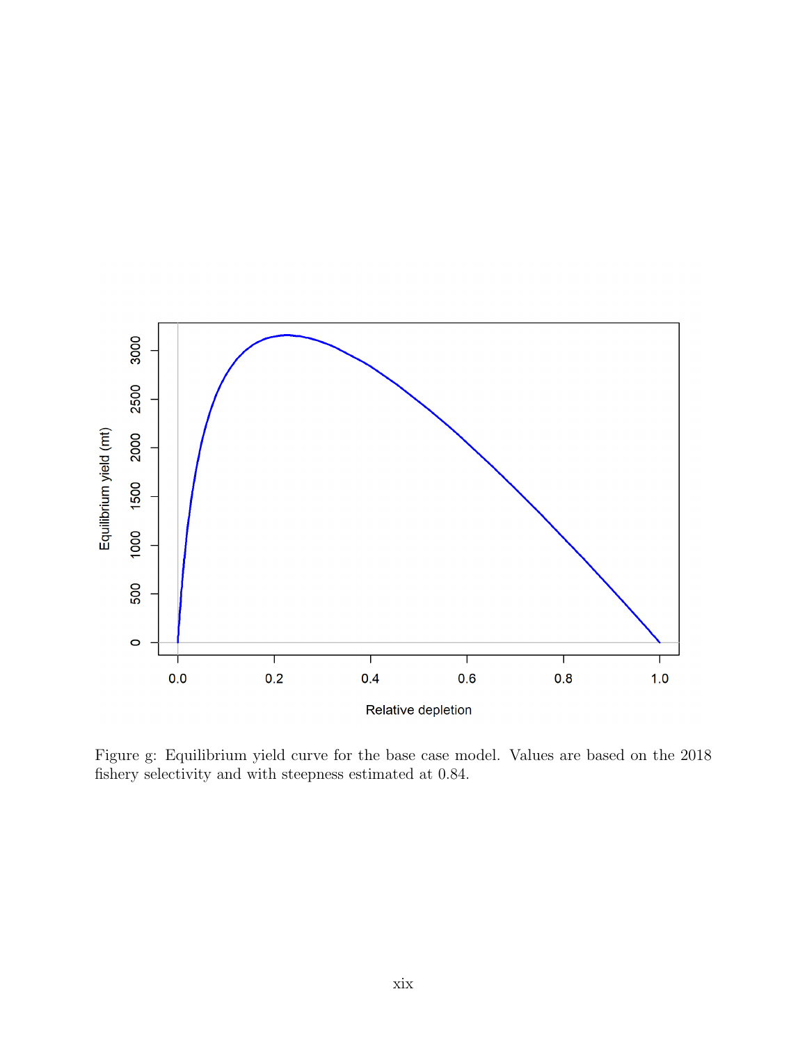Equilibrium yield (mt)

3000
2500
2000
1500
1000
500
0

0.0
0.2
0.4
0.6
0.8
1.0

Relative depletion

Figure g: Equilibrium yield curve for the base case model. Values are based on the 2018 fishery selectivity and with steepness estimated at 0.84.